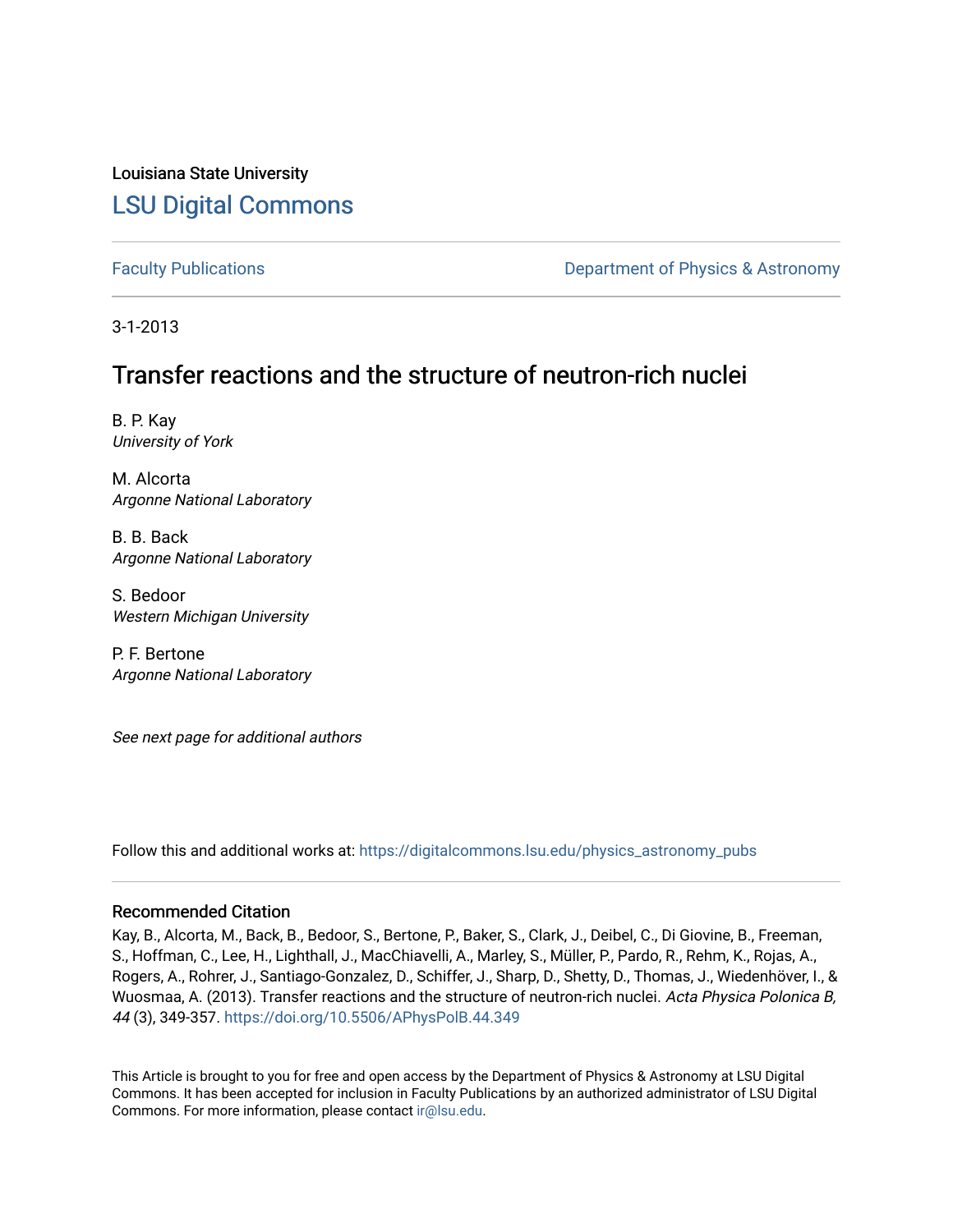Louisiana State University

# LSU Digital Commons

Faculty Publications

Department of Physics & Astronomy

3-1-2013

# Transfer reactions and the structure of neutron-rich nuclei

B. P. Kay
*University of York*

M. Alcorta
*Argonne National Laboratory*

B. B. Back
*Argonne National Laboratory*

S. Bedoor
*Western Michigan University*

P. F. Bertone
*Argonne National Laboratory*

*See next page for additional authors*

Follow this and additional works at: https://digitalcommons.lsu.edu/physics_astronomy_pubs

## Recommended Citation

Kay, B., Alcorta, M., Back, B., Bedoor, S., Bertone, P., Baker, S., Clark, J., Deibel, C., Di Giovine, B., Freeman, S., Hoffman, C., Lee, H., Lighthall, J., MacChiavelli, A., Marley, S., Müller, P., Pardo, R., Rehm, K., Rojas, A., Rogers, A., Rohrer, J., Santiago-Gonzalez, D., Schiffer, J., Sharp, D., Shetty, D., Thomas, J., Wiedenhöver, I., & Wuosmaa, A. (2013). Transfer reactions and the structure of neutron-rich nuclei. *Acta Physica Polonica B, 44* (3), 349-357. https://doi.org/10.5506/APhysPolB.44.349

This Article is brought to you for free and open access by the Department of Physics & Astronomy at LSU Digital Commons. It has been accepted for inclusion in Faculty Publications by an authorized administrator of LSU Digital Commons. For more information, please contact ir@lsu.edu.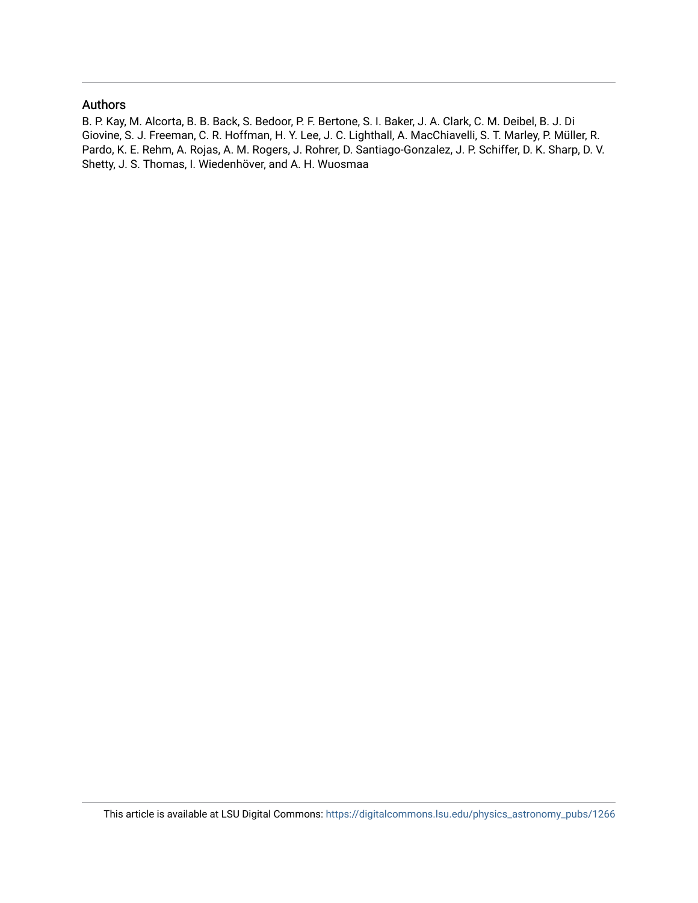## Authors

B. P. Kay, M. Alcorta, B. B. Back, S. Bedoor, P. F. Bertone, S. I. Baker, J. A. Clark, C. M. Deibel, B. J. Di Giovine, S. J. Freeman, C. R. Hoffman, H. Y. Lee, J. C. Lighthall, A. MacChiavelli, S. T. Marley, P. Müller, R. Pardo, K. E. Rehm, A. Rojas, A. M. Rogers, J. Rohrer, D. Santiago-Gonzalez, J. P. Schiffer, D. K. Sharp, D. V. Shetty, J. S. Thomas, I. Wiedenhöver, and A. H. Wuosmaa

This article is available at LSU Digital Commons: https://digitalcommons.lsu.edu/physics_astronomy_pubs/1266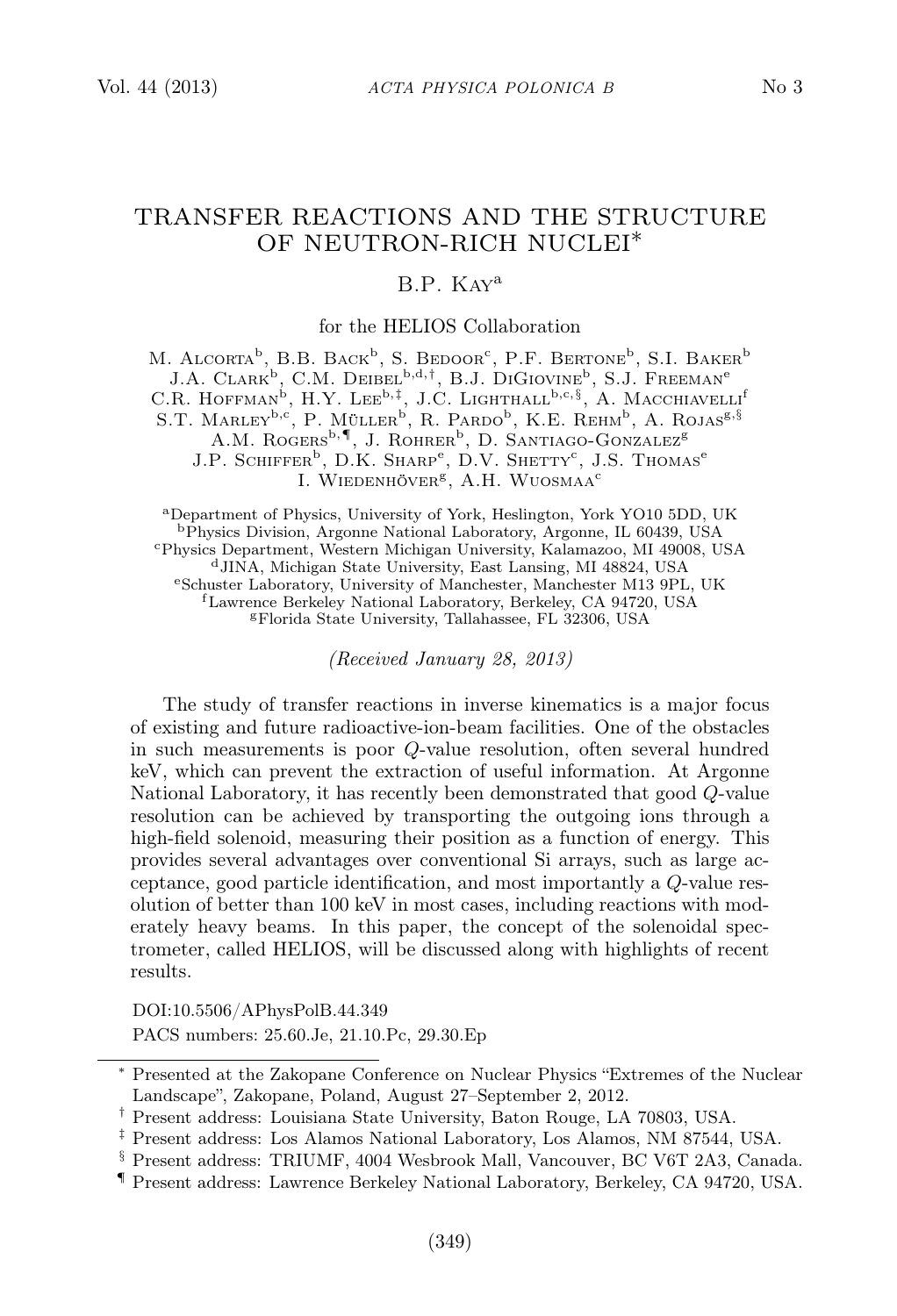# TRANSFER REACTIONS AND THE STRUCTURE OF NEUTRON-RICH NUCLEI*

B.P. Kay[a]

for the HELIOS Collaboration

M. Alcorta[b], B.B. Back[b], S. Bedoor[c], P.F. Bertone[b], S.I. Baker[b]
J.A. Clark[b], C.M. Deibel[b,d,†], B.J. DiGiovine[b], S.J. Freeman[e]
C.R. Hoffman[b], H.Y. Lee[b,‡], J.C. Lighthall[b,c,§], A. Macchiavelli[f]
S.T. Marley[b,c], P. Müller[b], R. Pardo[b], K.E. Rehm[b], A. Rojas[g,§]
A.M. Rogers[b,¶], J. Rohrer[b], D. Santiago-Gonzalez[g]
J.P. Schiffer[b], D.K. Sharp[e], D.V. Shetty[c], J.S. Thomas[e]
I. Wiedenhöver[g], A.H. Wuosmaa[c]

[a]Department of Physics, University of York, Heslington, York YO10 5DD, UK
[b]Physics Division, Argonne National Laboratory, Argonne, IL 60439, USA
[c]Physics Department, Western Michigan University, Kalamazoo, MI 49008, USA
[d]JINA, Michigan State University, East Lansing, MI 48824, USA
[e]Schuster Laboratory, University of Manchester, Manchester M13 9PL, UK
[f]Lawrence Berkeley National Laboratory, Berkeley, CA 94720, USA
[g]Florida State University, Tallahassee, FL 32306, USA

*(Received January 28, 2013)*

The study of transfer reactions in inverse kinematics is a major focus of existing and future radioactive-ion-beam facilities. One of the obstacles in such measurements is poor $Q$-value resolution, often several hundred keV, which can prevent the extraction of useful information. At Argonne National Laboratory, it has recently been demonstrated that good $Q$-value resolution can be achieved by transporting the outgoing ions through a high-field solenoid, measuring their position as a function of energy. This provides several advantages over conventional Si arrays, such as large acceptance, good particle identification, and most importantly a $Q$-value resolution of better than 100 keV in most cases, including reactions with moderately heavy beams. In this paper, the concept of the solenoidal spectrometer, called HELIOS, will be discussed along with highlights of recent results.

DOI:10.5506/APhysPolB.44.349
PACS numbers: 25.60.Je, 21.10.Pc, 29.30.Ep

---

\* Presented at the Zakopane Conference on Nuclear Physics "Extremes of the Nuclear Landscape", Zakopane, Poland, August 27–September 2, 2012.

† Present address: Louisiana State University, Baton Rouge, LA 70803, USA.

‡ Present address: Los Alamos National Laboratory, Los Alamos, NM 87544, USA.

§ Present address: TRIUMF, 4004 Wesbrook Mall, Vancouver, BC V6T 2A3, Canada.

¶ Present address: Lawrence Berkeley National Laboratory, Berkeley, CA 94720, USA.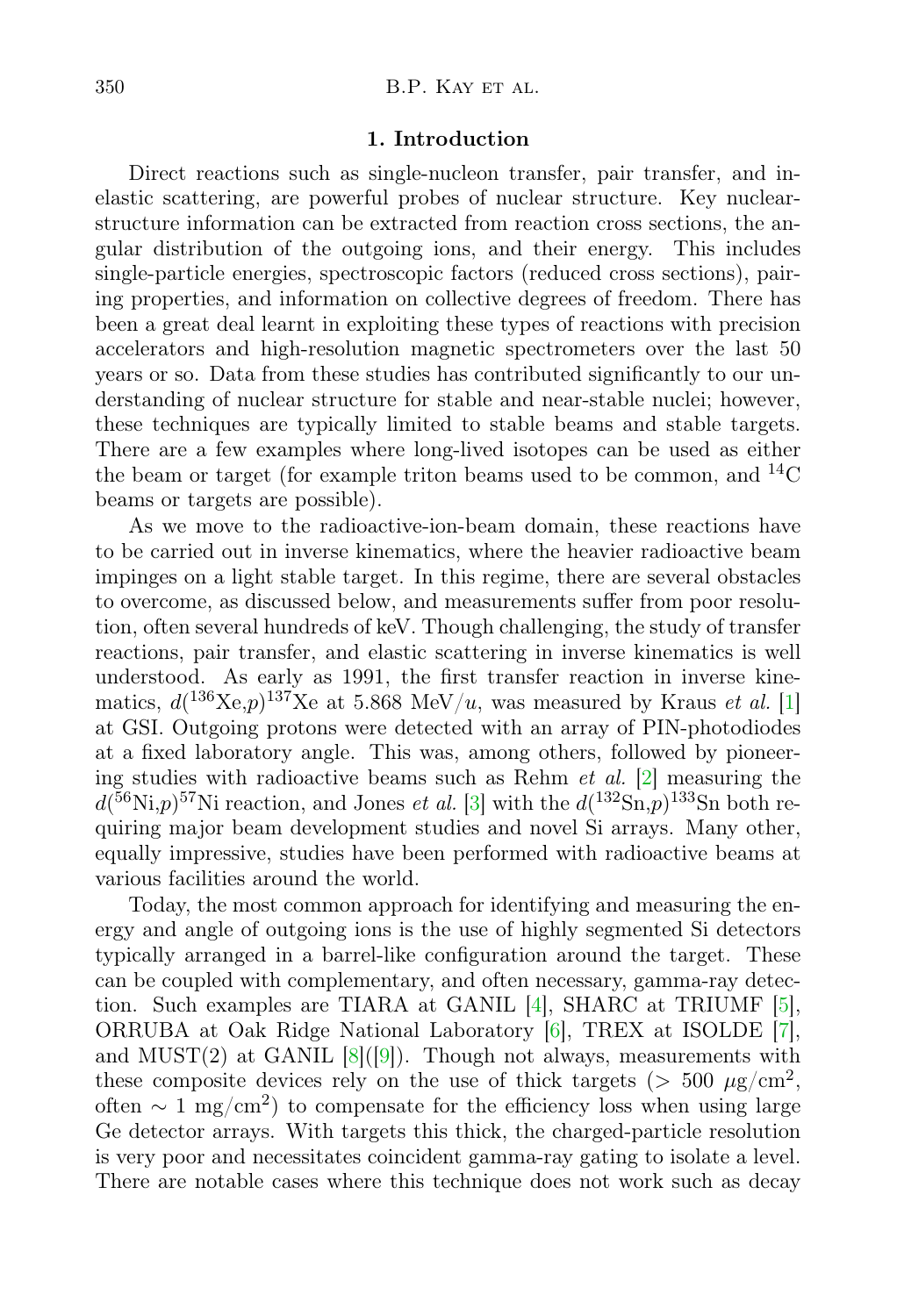## 1. Introduction

Direct reactions such as single-nucleon transfer, pair transfer, and inelastic scattering, are powerful probes of nuclear structure. Key nuclear-structure information can be extracted from reaction cross sections, the angular distribution of the outgoing ions, and their energy. This includes single-particle energies, spectroscopic factors (reduced cross sections), pairing properties, and information on collective degrees of freedom. There has been a great deal learnt in exploiting these types of reactions with precision accelerators and high-resolution magnetic spectrometers over the last 50 years or so. Data from these studies has contributed significantly to our understanding of nuclear structure for stable and near-stable nuclei; however, these techniques are typically limited to stable beams and stable targets. There are a few examples where long-lived isotopes can be used as either the beam or target (for example triton beams used to be common, and $^{14}$C beams or targets are possible).

As we move to the radioactive-ion-beam domain, these reactions have to be carried out in inverse kinematics, where the heavier radioactive beam impinges on a light stable target. In this regime, there are several obstacles to overcome, as discussed below, and measurements suffer from poor resolution, often several hundreds of keV. Though challenging, the study of transfer reactions, pair transfer, and elastic scattering in inverse kinematics is well understood. As early as 1991, the first transfer reaction in inverse kinematics, $d(^{136}\text{Xe},p)^{137}\text{Xe}$ at 5.868 MeV/$u$, was measured by Kraus *et al.* [1] at GSI. Outgoing protons were detected with an array of PIN-photodiodes at a fixed laboratory angle. This was, among others, followed by pioneering studies with radioactive beams such as Rehm *et al.* [2] measuring the $d(^{56}\text{Ni},p)^{57}\text{Ni}$ reaction, and Jones *et al.* [3] with the $d(^{132}\text{Sn},p)^{133}\text{Sn}$ both requiring major beam development studies and novel Si arrays. Many other, equally impressive, studies have been performed with radioactive beams at various facilities around the world.

Today, the most common approach for identifying and measuring the energy and angle of outgoing ions is the use of highly segmented Si detectors typically arranged in a barrel-like configuration around the target. These can be coupled with complementary, and often necessary, gamma-ray detection. Such examples are TIARA at GANIL [4], SHARC at TRIUMF [5], ORRUBA at Oak Ridge National Laboratory [6], TREX at ISOLDE [7], and MUST(2) at GANIL [8]([9]). Though not always, measurements with these composite devices rely on the use of thick targets ($> 500$ $\mu$g/cm$^2$, often $\sim 1$ mg/cm$^2$) to compensate for the efficiency loss when using large Ge detector arrays. With targets this thick, the charged-particle resolution is very poor and necessitates coincident gamma-ray gating to isolate a level. There are notable cases where this technique does not work such as decay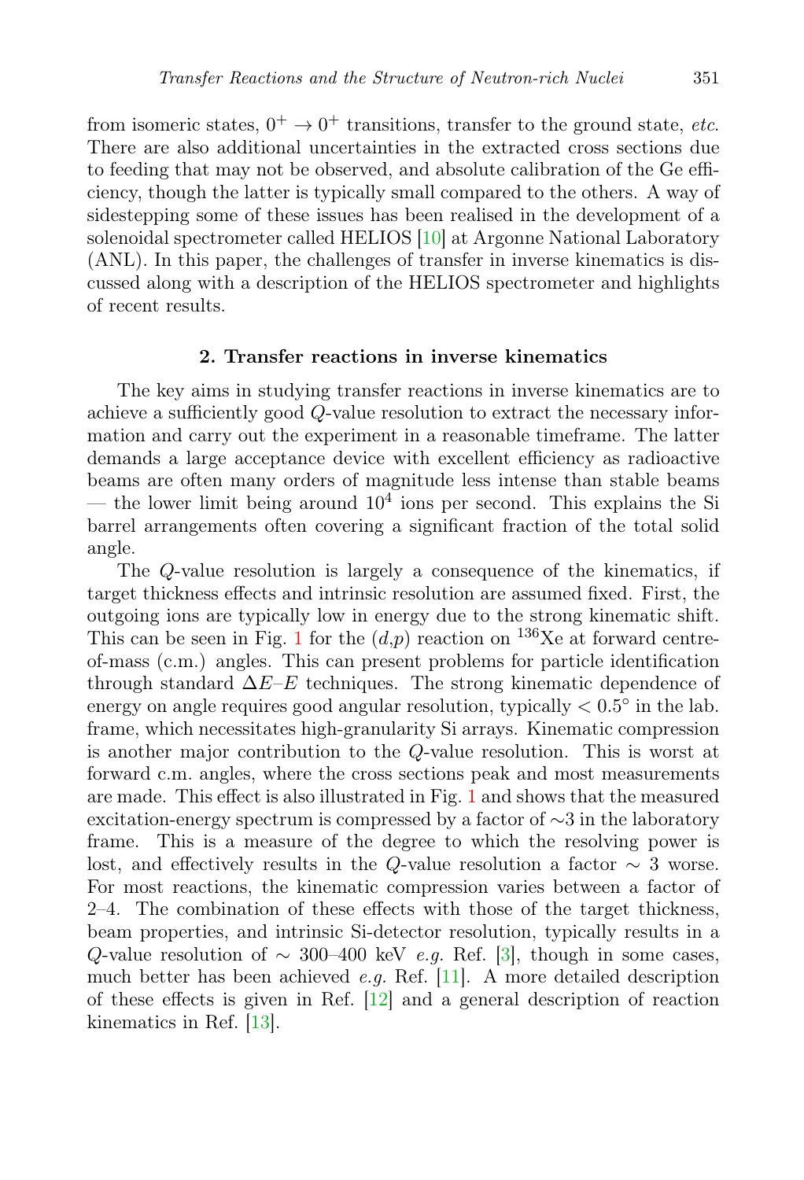from isomeric states, $0^+ \to 0^+$ transitions, transfer to the ground state, *etc.* There are also additional uncertainties in the extracted cross sections due to feeding that may not be observed, and absolute calibration of the Ge efficiency, though the latter is typically small compared to the others. A way of sidestepping some of these issues has been realised in the development of a solenoidal spectrometer called HELIOS [10] at Argonne National Laboratory (ANL). In this paper, the challenges of transfer in inverse kinematics is discussed along with a description of the HELIOS spectrometer and highlights of recent results.

## 2. Transfer reactions in inverse kinematics

The key aims in studying transfer reactions in inverse kinematics are to achieve a sufficiently good $Q$-value resolution to extract the necessary information and carry out the experiment in a reasonable timeframe. The latter demands a large acceptance device with excellent efficiency as radioactive beams are often many orders of magnitude less intense than stable beams — the lower limit being around $10^4$ ions per second. This explains the Si barrel arrangements often covering a significant fraction of the total solid angle.

The $Q$-value resolution is largely a consequence of the kinematics, if target thickness effects and intrinsic resolution are assumed fixed. First, the outgoing ions are typically low in energy due to the strong kinematic shift. This can be seen in Fig. 1 for the $(d,p)$ reaction on $^{136}$Xe at forward centre-of-mass (c.m.) angles. This can present problems for particle identification through standard $\Delta E$–$E$ techniques. The strong kinematic dependence of energy on angle requires good angular resolution, typically $< 0.5^\circ$ in the lab. frame, which necessitates high-granularity Si arrays. Kinematic compression is another major contribution to the $Q$-value resolution. This is worst at forward c.m. angles, where the cross sections peak and most measurements are made. This effect is also illustrated in Fig. 1 and shows that the measured excitation-energy spectrum is compressed by a factor of $\sim$3 in the laboratory frame. This is a measure of the degree to which the resolving power is lost, and effectively results in the $Q$-value resolution a factor $\sim$ 3 worse. For most reactions, the kinematic compression varies between a factor of 2–4. The combination of these effects with those of the target thickness, beam properties, and intrinsic Si-detector resolution, typically results in a $Q$-value resolution of $\sim$ 300–400 keV *e.g.* Ref. [3], though in some cases, much better has been achieved *e.g.* Ref. [11]. A more detailed description of these effects is given in Ref. [12] and a general description of reaction kinematics in Ref. [13].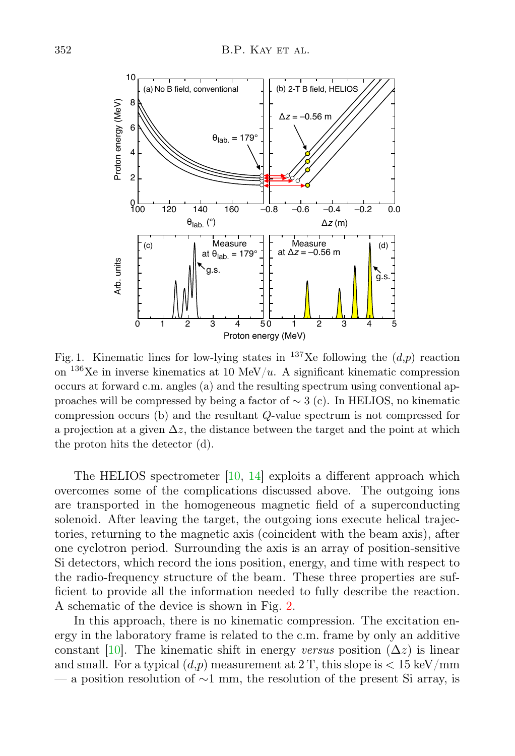(a) No B field, conventional

(b) 2-T B field, HELIOS

Proton energy (MeV)

$\theta_{lab.} = 179°$

$\Delta z = -0.56$ m

$\theta_{lab.}$ (°)

$\Delta z$ (m)

(c) Measure at $\theta_{lab.} = 179°$

g.s.

(d) Measure at $\Delta z = -0.56$ m

g.s.

Arb. units

Proton energy (MeV)

Fig. 1. Kinematic lines for low-lying states in $^{137}$Xe following the $(d,p)$ reaction on $^{136}$Xe in inverse kinematics at 10 MeV/$u$. A significant kinematic compression occurs at forward c.m. angles (a) and the resulting spectrum using conventional approaches will be compressed by being a factor of $\sim 3$ (c). In HELIOS, no kinematic compression occurs (b) and the resultant $Q$-value spectrum is not compressed for a projection at a given $\Delta z$, the distance between the target and the point at which the proton hits the detector (d).

The HELIOS spectrometer [10, 14] exploits a different approach which overcomes some of the complications discussed above. The outgoing ions are transported in the homogeneous magnetic field of a superconducting solenoid. After leaving the target, the outgoing ions execute helical trajectories, returning to the magnetic axis (coincident with the beam axis), after one cyclotron period. Surrounding the axis is an array of position-sensitive Si detectors, which record the ions position, energy, and time with respect to the radio-frequency structure of the beam. These three properties are sufficient to provide all the information needed to fully describe the reaction. A schematic of the device is shown in Fig. 2.

In this approach, there is no kinematic compression. The excitation energy in the laboratory frame is related to the c.m. frame by only an additive constant [10]. The kinematic shift in energy *versus* position ($\Delta z$) is linear and small. For a typical $(d,p)$ measurement at 2 T, this slope is $< 15$ keV/mm — a position resolution of $\sim$1 mm, the resolution of the present Si array, is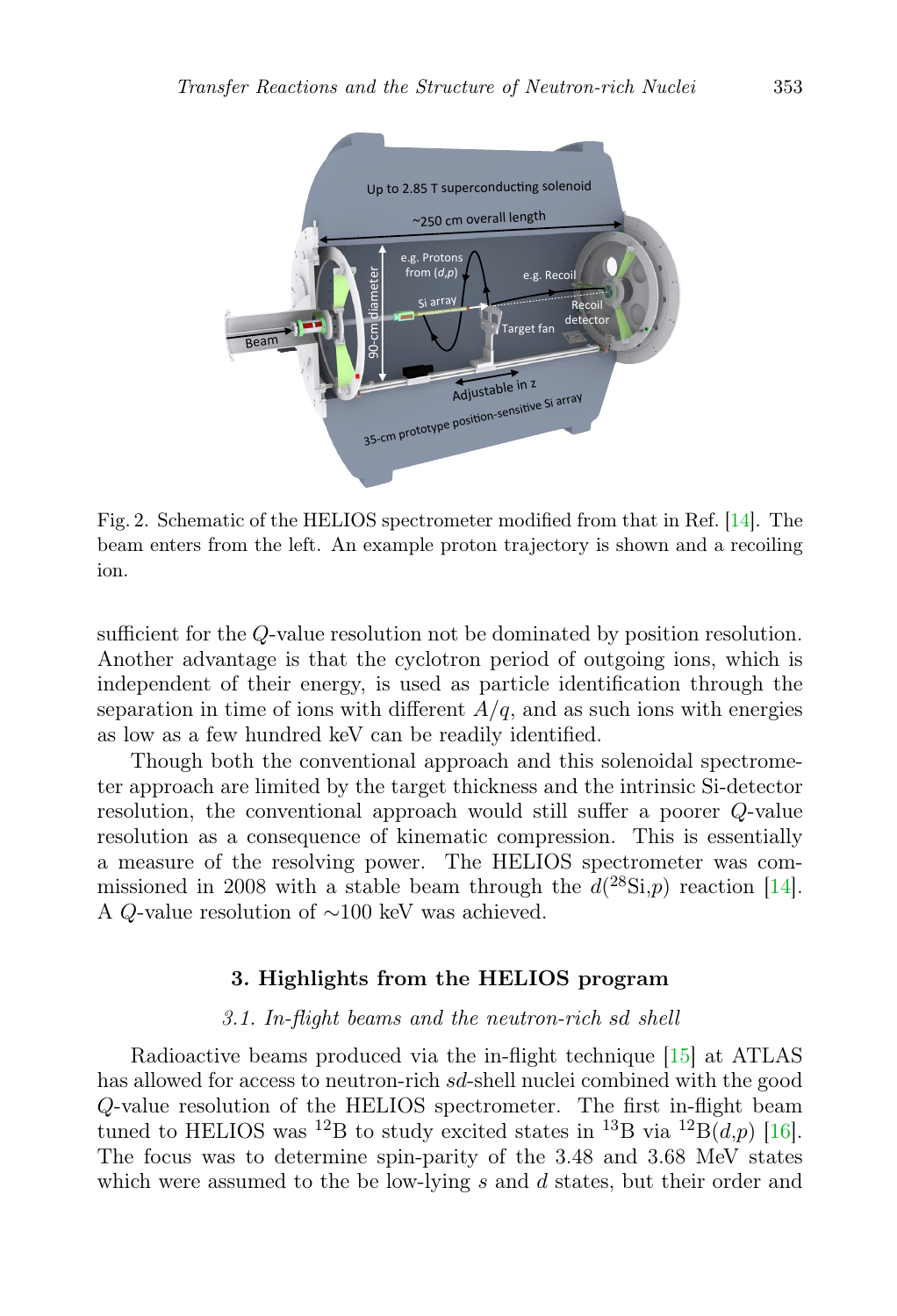Up to 2.85 T superconducting solenoid

~250 cm overall length

e.g. Protons from ($d$,$p$)

e.g. Recoil

90-cm diameter

Si array

Recoil detector

Beam

Target fan

Adjustable in z

35-cm prototype position-sensitive Si array

Fig. 2. Schematic of the HELIOS spectrometer modified from that in Ref. [14]. The beam enters from the left. An example proton trajectory is shown and a recoiling ion.

sufficient for the $Q$-value resolution not be dominated by position resolution. Another advantage is that the cyclotron period of outgoing ions, which is independent of their energy, is used as particle identification through the separation in time of ions with different $A/q$, and as such ions with energies as low as a few hundred keV can be readily identified.

Though both the conventional approach and this solenoidal spectrometer approach are limited by the target thickness and the intrinsic Si-detector resolution, the conventional approach would still suffer a poorer $Q$-value resolution as a consequence of kinematic compression. This is essentially a measure of the resolving power. The HELIOS spectrometer was commissioned in 2008 with a stable beam through the $d(^{28}\mathrm{Si},p)$ reaction [14]. A $Q$-value resolution of $\sim$100 keV was achieved.

## 3. Highlights from the HELIOS program

### *3.1. In-flight beams and the neutron-rich sd shell*

Radioactive beams produced via the in-flight technique [15] at ATLAS has allowed for access to neutron-rich *sd*-shell nuclei combined with the good $Q$-value resolution of the HELIOS spectrometer. The first in-flight beam tuned to HELIOS was $^{12}\mathrm{B}$ to study excited states in $^{13}\mathrm{B}$ via $^{12}\mathrm{B}(d,p)$ [16]. The focus was to determine spin-parity of the 3.48 and 3.68 MeV states which were assumed to the be low-lying $s$ and $d$ states, but their order and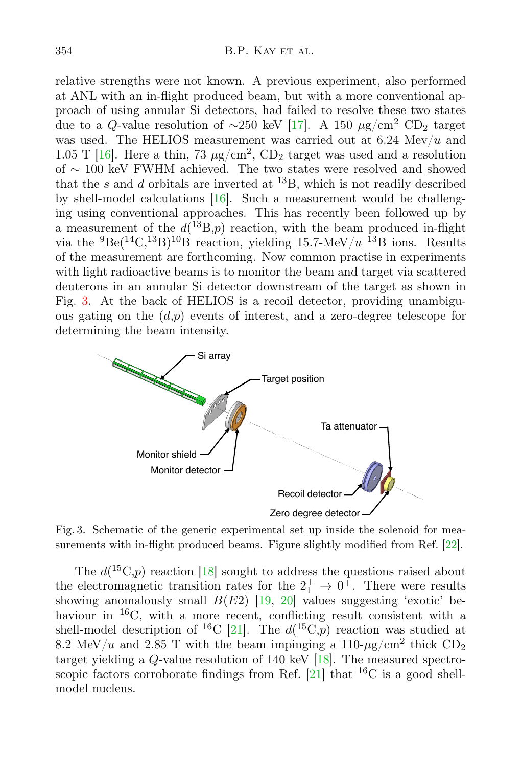relative strengths were not known. A previous experiment, also performed at ANL with an in-flight produced beam, but with a more conventional approach of using annular Si detectors, had failed to resolve these two states due to a $Q$-value resolution of $\sim$250 keV [17]. A 150 $\mu$g/cm$^2$ $CD_2$ target was used. The HELIOS measurement was carried out at 6.24 Mev/$u$ and 1.05 T [16]. Here a thin, 73 $\mu$g/cm$^2$, $CD_2$ target was used and a resolution of $\sim$ 100 keV FWHM achieved. The two states were resolved and showed that the $s$ and $d$ orbitals are inverted at $^{13}$B, which is not readily described by shell-model calculations [16]. Such a measurement would be challenging using conventional approaches. This has recently been followed up by a measurement of the $d(^{13}\mathrm{B},p)$ reaction, with the beam produced in-flight via the $^{9}\mathrm{Be}(^{14}\mathrm{C},^{13}\mathrm{B})^{10}\mathrm{B}$ reaction, yielding 15.7-MeV/$u$ $^{13}$B ions. Results of the measurement are forthcoming. Now common practise in experiments with light radioactive beams is to monitor the beam and target via scattered deuterons in an annular Si detector downstream of the target as shown in Fig. 3. At the back of HELIOS is a recoil detector, providing unambiguous gating on the $(d,p)$ events of interest, and a zero-degree telescope for determining the beam intensity.

Si array
Target position
Ta attenuator
Monitor shield
Monitor detector
Recoil detector
Zero degree detector

Fig. 3. Schematic of the generic experimental set up inside the solenoid for measurements with in-flight produced beams. Figure slightly modified from Ref. [22].

The $d(^{15}\mathrm{C},p)$ reaction [18] sought to address the questions raised about the electromagnetic transition rates for the $2^+_1 \rightarrow 0^+$. There were results showing anomalously small $B(E2)$ [19, 20] values suggesting 'exotic' behaviour in $^{16}$C, with a more recent, conflicting result consistent with a shell-model description of $^{16}$C [21]. The $d(^{15}\mathrm{C},p)$ reaction was studied at 8.2 MeV/$u$ and 2.85 T with the beam impinging a 110-$\mu$g/cm$^2$ thick $CD_2$ target yielding a $Q$-value resolution of 140 keV [18]. The measured spectroscopic factors corroborate findings from Ref. [21] that $^{16}$C is a good shell-model nucleus.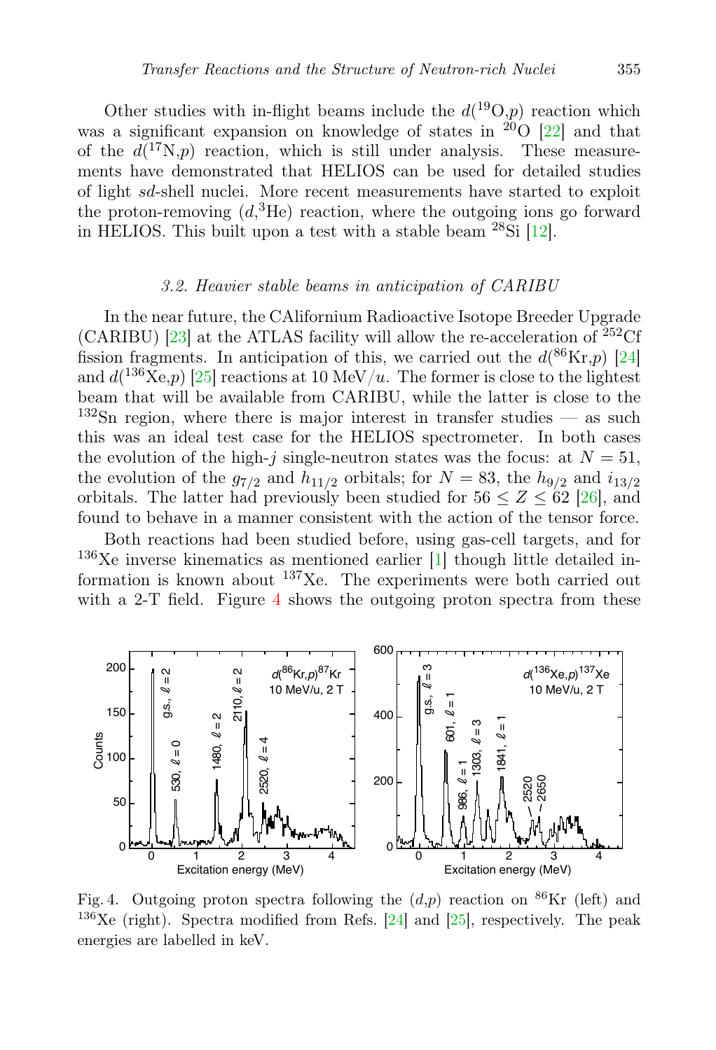Other studies with in-flight beams include the $d(^{19}\mathrm{O},p)$ reaction which was a significant expansion on knowledge of states in $^{20}\mathrm{O}$ [22] and that of the $d(^{17}\mathrm{N},p)$ reaction, which is still under analysis. These measurements have demonstrated that HELIOS can be used for detailed studies of light *sd*-shell nuclei. More recent measurements have started to exploit the proton-removing $(d,^{3}\mathrm{He})$ reaction, where the outgoing ions go forward in HELIOS. This built upon a test with a stable beam $^{28}\mathrm{Si}$ [12].

### 3.2. Heavier stable beams in anticipation of CARIBU

In the near future, the CAlifornium Radioactive Isotope Breeder Upgrade (CARIBU) [23] at the ATLAS facility will allow the re-acceleration of $^{252}\mathrm{Cf}$ fission fragments. In anticipation of this, we carried out the $d(^{86}\mathrm{Kr},p)$ [24] and $d(^{136}\mathrm{Xe},p)$ [25] reactions at 10 MeV/$u$. The former is close to the lightest beam that will be available from CARIBU, while the latter is close to the $^{132}\mathrm{Sn}$ region, where there is major interest in transfer studies — as such this was an ideal test case for the HELIOS spectrometer. In both cases the evolution of the high-$j$ single-neutron states was the focus: at $N = 51$, the evolution of the $g_{7/2}$ and $h_{11/2}$ orbitals; for $N = 83$, the $h_{9/2}$ and $i_{13/2}$ orbitals. The latter had previously been studied for $56 \leq Z \leq 62$ [26], and found to behave in a manner consistent with the action of the tensor force.

Both reactions had been studied before, using gas-cell targets, and for $^{136}\mathrm{Xe}$ inverse kinematics as mentioned earlier [1] though little detailed information is known about $^{137}\mathrm{Xe}$. The experiments were both carried out with a 2-T field. Figure 4 shows the outgoing proton spectra from these

$d(^{86}\mathrm{Kr},p)^{87}\mathrm{Kr}$
10 MeV/u, 2 T
Counts
g.s., ℓ = 2
530, ℓ = 0
1480, ℓ = 2
2110, ℓ = 2
2520, ℓ = 4
Excitation energy (MeV)

$d(^{136}\mathrm{Xe},p)^{137}\mathrm{Xe}$
10 MeV/u, 2 T
g.s., ℓ = 3
601, ℓ = 1
986, ℓ = 1
1303, ℓ = 3
1841, ℓ = 1
2520
2650
Excitation energy (MeV)

Fig. 4. Outgoing proton spectra following the $(d,p)$ reaction on $^{86}\mathrm{Kr}$ (left) and $^{136}\mathrm{Xe}$ (right). Spectra modified from Refs. [24] and [25], respectively. The peak energies are labelled in keV.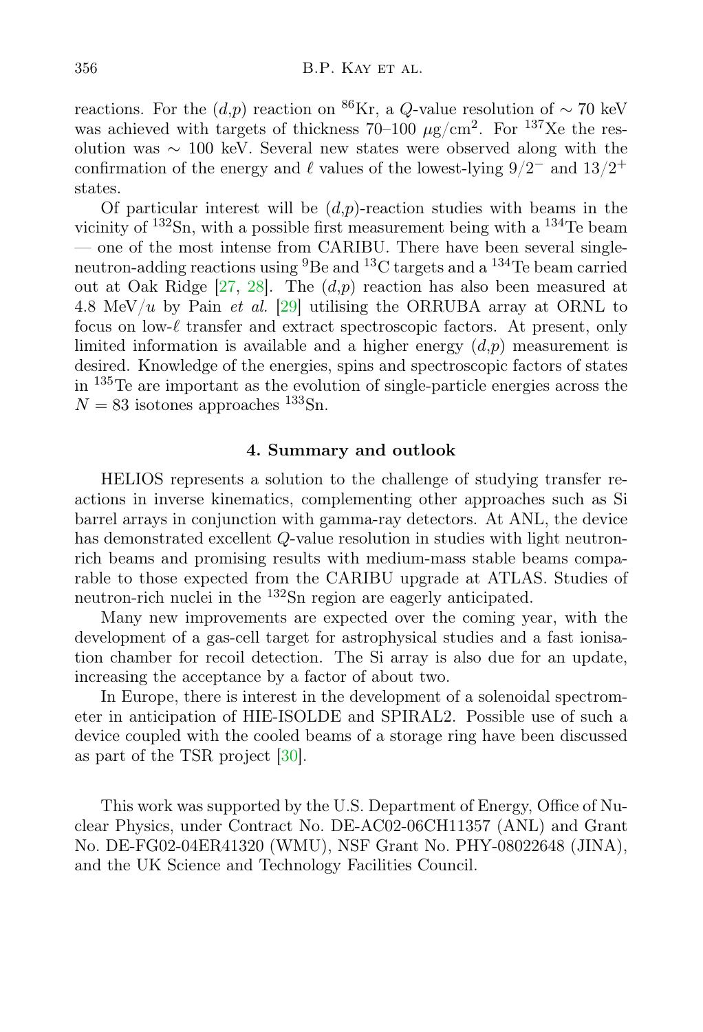reactions. For the $(d,p)$ reaction on $^{86}$Kr, a $Q$-value resolution of $\sim 70$ keV was achieved with targets of thickness 70–100 $\mu$g/cm$^2$. For $^{137}$Xe the resolution was $\sim 100$ keV. Several new states were observed along with the confirmation of the energy and $\ell$ values of the lowest-lying $9/2^-$ and $13/2^+$ states.

Of particular interest will be $(d,p)$-reaction studies with beams in the vicinity of $^{132}$Sn, with a possible first measurement being with a $^{134}$Te beam — one of the most intense from CARIBU. There have been several single-neutron-adding reactions using $^{9}$Be and $^{13}$C targets and a $^{134}$Te beam carried out at Oak Ridge [27, 28]. The $(d,p)$ reaction has also been measured at 4.8 MeV/$u$ by Pain *et al.* [29] utilising the ORRUBA array at ORNL to focus on low-$\ell$ transfer and extract spectroscopic factors. At present, only limited information is available and a higher energy $(d,p)$ measurement is desired. Knowledge of the energies, spins and spectroscopic factors of states in $^{135}$Te are important as the evolution of single-particle energies across the $N = 83$ isotones approaches $^{133}$Sn.

## 4. Summary and outlook

HELIOS represents a solution to the challenge of studying transfer reactions in inverse kinematics, complementing other approaches such as Si barrel arrays in conjunction with gamma-ray detectors. At ANL, the device has demonstrated excellent $Q$-value resolution in studies with light neutron-rich beams and promising results with medium-mass stable beams comparable to those expected from the CARIBU upgrade at ATLAS. Studies of neutron-rich nuclei in the $^{132}$Sn region are eagerly anticipated.

Many new improvements are expected over the coming year, with the development of a gas-cell target for astrophysical studies and a fast ionisation chamber for recoil detection. The Si array is also due for an update, increasing the acceptance by a factor of about two.

In Europe, there is interest in the development of a solenoidal spectrometer in anticipation of HIE-ISOLDE and SPIRAL2. Possible use of such a device coupled with the cooled beams of a storage ring have been discussed as part of the TSR project [30].

This work was supported by the U.S. Department of Energy, Office of Nuclear Physics, under Contract No. DE-AC02-06CH11357 (ANL) and Grant No. DE-FG02-04ER41320 (WMU), NSF Grant No. PHY-08022648 (JINA), and the UK Science and Technology Facilities Council.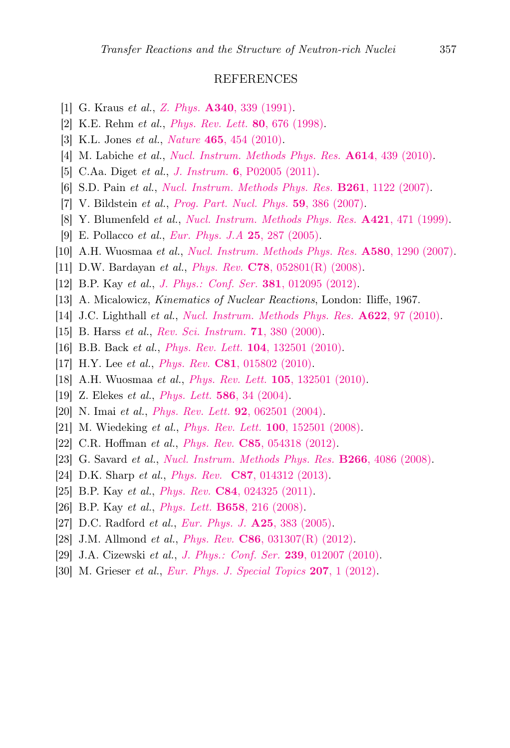## REFERENCES

[1] G. Kraus *et al.*, *Z. Phys.* **A340**, 339 (1991).

[2] K.E. Rehm *et al.*, *Phys. Rev. Lett.* **80**, 676 (1998).

[3] K.L. Jones *et al.*, *Nature* **465**, 454 (2010).

[4] M. Labiche *et al.*, *Nucl. Instrum. Methods Phys. Res.* **A614**, 439 (2010).

[5] C.Aa. Diget *et al.*, *J. Instrum.* **6**, P02005 (2011).

[6] S.D. Pain *et al.*, *Nucl. Instrum. Methods Phys. Res.* **B261**, 1122 (2007).

[7] V. Bildstein *et al.*, *Prog. Part. Nucl. Phys.* **59**, 386 (2007).

[8] Y. Blumenfeld *et al.*, *Nucl. Instrum. Methods Phys. Res.* **A421**, 471 (1999).

[9] E. Pollacco *et al.*, *Eur. Phys. J.A* **25**, 287 (2005).

[10] A.H. Wuosmaa *et al.*, *Nucl. Instrum. Methods Phys. Res.* **A580**, 1290 (2007).

[11] D.W. Bardayan *et al.*, *Phys. Rev.* **C78**, 052801(R) (2008).

[12] B.P. Kay *et al.*, *J. Phys.: Conf. Ser.* **381**, 012095 (2012).

[13] A. Micalowicz, *Kinematics of Nuclear Reactions*, London: Iliffe, 1967.

[14] J.C. Lighthall *et al.*, *Nucl. Instrum. Methods Phys. Res.* **A622**, 97 (2010).

[15] B. Harss *et al.*, *Rev. Sci. Instrum.* **71**, 380 (2000).

[16] B.B. Back *et al.*, *Phys. Rev. Lett.* **104**, 132501 (2010).

[17] H.Y. Lee *et al.*, *Phys. Rev.* **C81**, 015802 (2010).

[18] A.H. Wuosmaa *et al.*, *Phys. Rev. Lett.* **105**, 132501 (2010).

[19] Z. Elekes *et al.*, *Phys. Lett.* **586**, 34 (2004).

[20] N. Imai *et al.*, *Phys. Rev. Lett.* **92**, 062501 (2004).

[21] M. Wiedeking *et al.*, *Phys. Rev. Lett.* **100**, 152501 (2008).

[22] C.R. Hoffman *et al.*, *Phys. Rev.* **C85**, 054318 (2012).

[23] G. Savard *et al.*, *Nucl. Instrum. Methods Phys. Res.* **B266**, 4086 (2008).

[24] D.K. Sharp *et al.*, *Phys. Rev.* **C87**, 014312 (2013).

[25] B.P. Kay *et al.*, *Phys. Rev.* **C84**, 024325 (2011).

[26] B.P. Kay *et al.*, *Phys. Lett.* **B658**, 216 (2008).

[27] D.C. Radford *et al.*, *Eur. Phys. J.* **A25**, 383 (2005).

[28] J.M. Allmond *et al.*, *Phys. Rev.* **C86**, 031307(R) (2012).

[29] J.A. Cizewski *et al.*, *J. Phys.: Conf. Ser.* **239**, 012007 (2010).

[30] M. Grieser *et al.*, *Eur. Phys. J. Special Topics* **207**, 1 (2012).